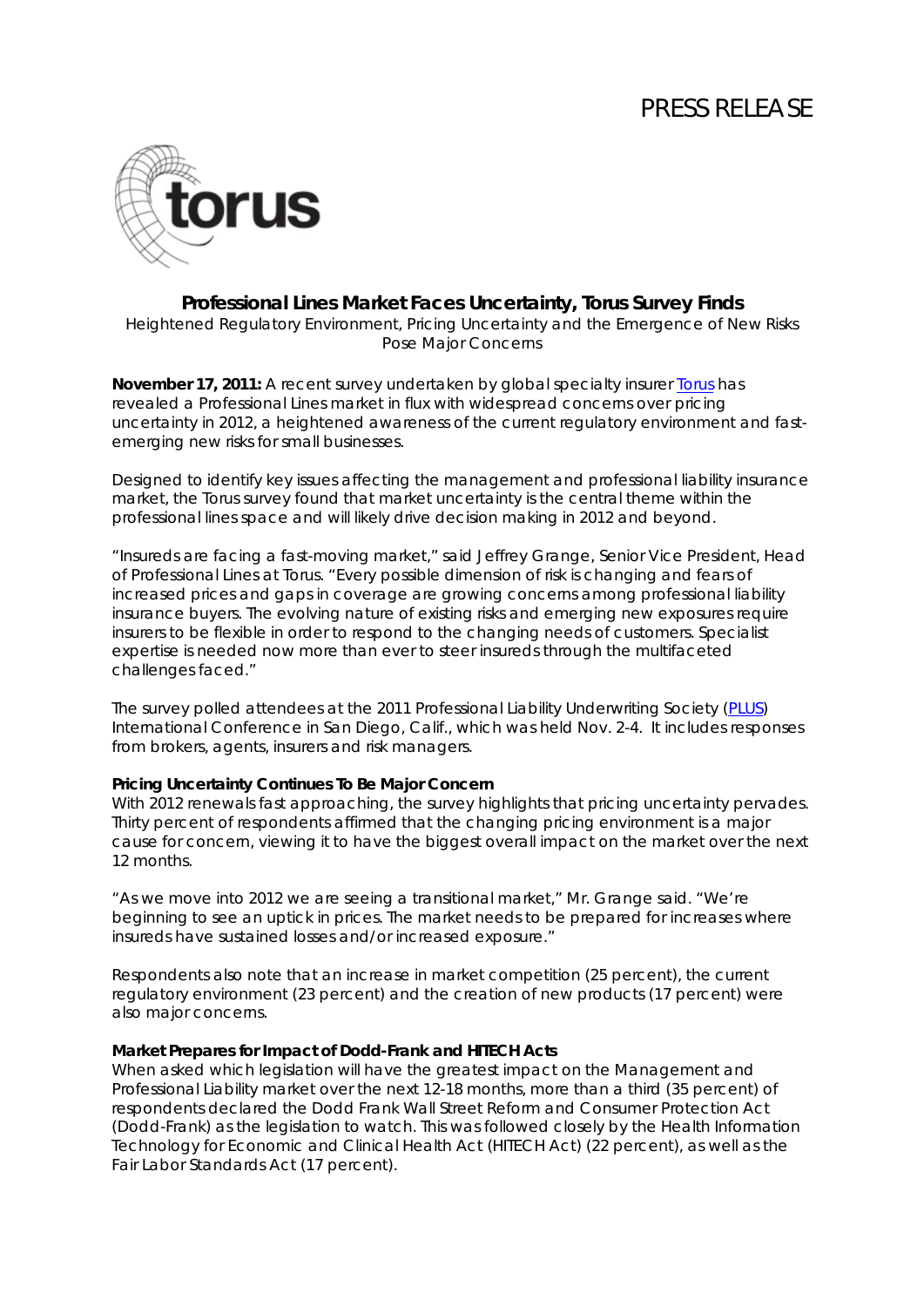PRESS RELEASE

## Professional Lines Market Faces Uncertainty, Torus Survey Finds

Heightened Regulatory Environment, Pricing Uncertainty and the Emergence of New Risks Pose Major Concerns

**November 17, 2011:** A recent survey undertaken by global specialty insurer Torus has revealed a Professional Lines market in flux with widespread concerns over pricing uncertainty in 2012, a heightened awareness of the current regulatory environment and fast-emerging new risks for small businesses.

Designed to identify key issues affecting the management and professional liability insurance market, the Torus survey found that market uncertainty is the central theme within the professional lines space and will likely drive decision making in 2012 and beyond.

"Insureds are facing a fast-moving market," said Jeffrey Grange, Senior Vice President, Head of Professional Lines at Torus. "Every possible dimension of risk is changing and fears of increased prices and gaps in coverage are growing concerns among professional liability insurance buyers. The evolving nature of existing risks and emerging new exposures require insurers to be flexible in order to respond to the changing needs of customers. Specialist expertise is needed now more than ever to steer insureds through the multifaceted challenges faced."

The survey polled attendees at the 2011 Professional Liability Underwriting Society (PLUS) International Conference in San Diego, Calif., which was held Nov. 2-4. It includes responses from brokers, agents, insurers and risk managers.

**Pricing Uncertainty Continues To Be Major Concern**

With 2012 renewals fast approaching, the survey highlights that pricing uncertainty pervades. Thirty percent of respondents affirmed that the changing pricing environment is a major cause for concern, viewing it to have the biggest overall impact on the market over the next 12 months.

"As we move into 2012 we are seeing a transitional market," Mr. Grange said. "We're beginning to see an uptick in prices. The market needs to be prepared for increases where insureds have sustained losses and/or increased exposure."

Respondents also note that an increase in market competition (25 percent), the current regulatory environment (23 percent) and the creation of new products (17 percent) were also major concerns.

**Market Prepares for Impact of Dodd-Frank and HITECH Acts**

When asked which legislation will have the greatest impact on the Management and Professional Liability market over the next 12-18 months, more than a third (35 percent) of respondents declared the Dodd Frank Wall Street Reform and Consumer Protection Act (Dodd-Frank) as the legislation to watch. This was followed closely by the Health Information Technology for Economic and Clinical Health Act (HITECH Act) (22 percent), as well as the Fair Labor Standards Act (17 percent).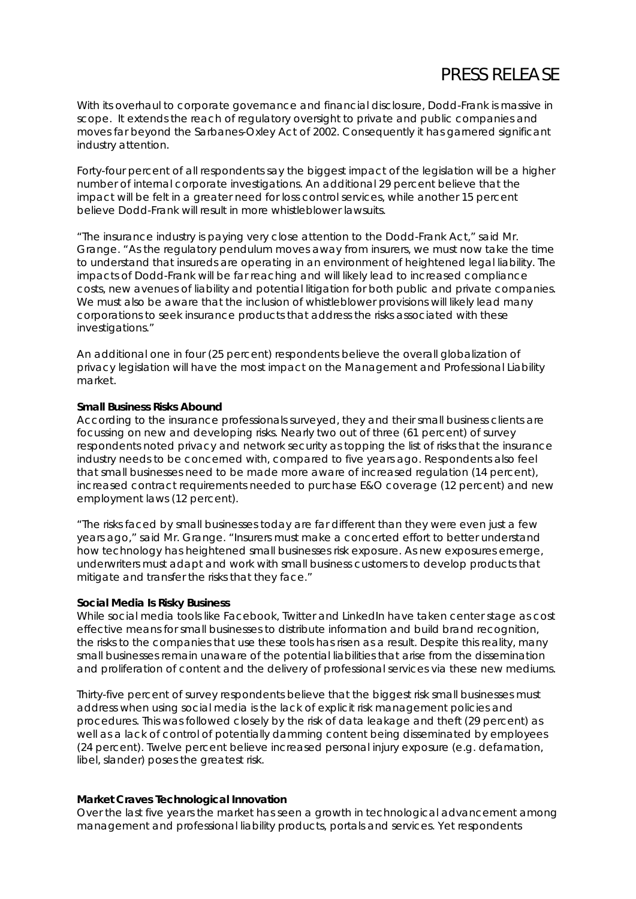# PRESS RELEASE

With its overhaul to corporate governance and financial disclosure, Dodd-Frank is massive in scope. It extends the reach of regulatory oversight to private and public companies and moves far beyond the Sarbanes-Oxley Act of 2002. Consequently it has garnered significant industry attention.

Forty-four percent of all respondents say the biggest impact of the legislation will be a higher number of internal corporate investigations. An additional 29 percent believe that the impact will be felt in a greater need for loss control services, while another 15 percent believe Dodd-Frank will result in more whistleblower lawsuits.

"The insurance industry is paying very close attention to the Dodd-Frank Act," said Mr. Grange. "As the regulatory pendulum moves away from insurers, we must now take the time to understand that insureds are operating in an environment of heightened legal liability. The impacts of Dodd-Frank will be far reaching and will likely lead to increased compliance costs, new avenues of liability and potential litigation for both public and private companies. We must also be aware that the inclusion of whistleblower provisions will likely lead many corporations to seek insurance products that address the risks associated with these investigations."

An additional one in four (25 percent) respondents believe the overall globalization of privacy legislation will have the most impact on the Management and Professional Liability market.

**Small Business Risks Abound**

According to the insurance professionals surveyed, they and their small business clients are focussing on new and developing risks. Nearly two out of three (61 percent) of survey respondents noted privacy and network security as topping the list of risks that the insurance industry needs to be concerned with, compared to five years ago. Respondents also feel that small businesses need to be made more aware of increased regulation (14 percent), increased contract requirements needed to purchase E&O coverage (12 percent) and new employment laws (12 percent).

"The risks faced by small businesses today are far different than they were even just a few years ago," said Mr. Grange. "Insurers must make a concerted effort to better understand how technology has heightened small businesses risk exposure. As new exposures emerge, underwriters must adapt and work with small business customers to develop products that mitigate and transfer the risks that they face."

**Social Media Is Risky Business**

While social media tools like Facebook, Twitter and LinkedIn have taken center stage as cost effective means for small businesses to distribute information and build brand recognition, the risks to the companies that use these tools has risen as a result. Despite this reality, many small businesses remain unaware of the potential liabilities that arise from the dissemination and proliferation of content and the delivery of professional services via these new mediums.

Thirty-five percent of survey respondents believe that the biggest risk small businesses must address when using social media is the lack of explicit risk management policies and procedures. This was followed closely by the risk of data leakage and theft (29 percent) as well as a lack of control of potentially damming content being disseminated by employees (24 percent). Twelve percent believe increased personal injury exposure (e.g. defamation, libel, slander) poses the greatest risk.

**Market Craves Technological Innovation**

Over the last five years the market has seen a growth in technological advancement among management and professional liability products, portals and services. Yet respondents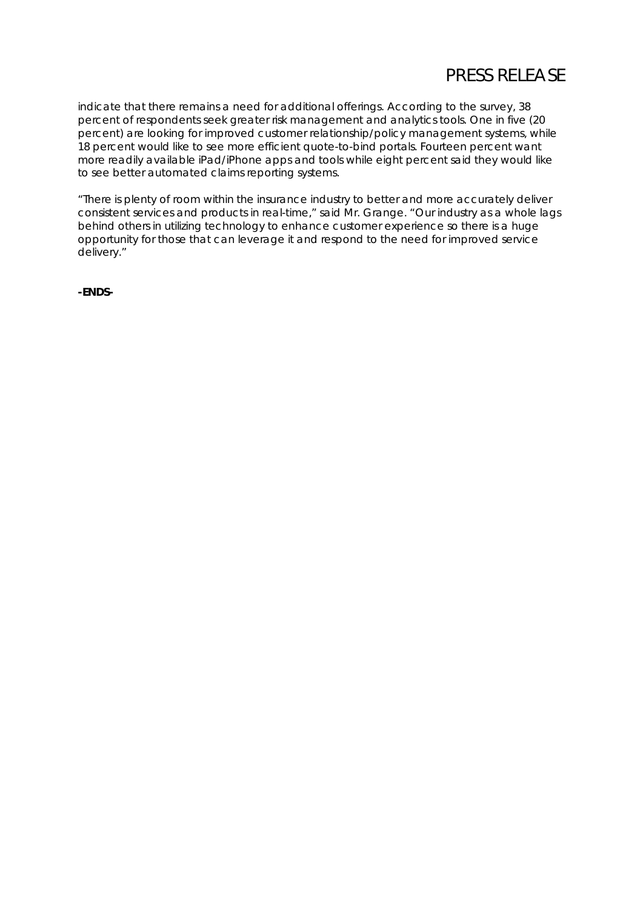indicate that there remains a need for additional offerings. According to the survey, 38 percent of respondents seek greater risk management and analytics tools. One in five (20 percent) are looking for improved customer relationship/policy management systems, while 18 percent would like to see more efficient quote-to-bind portals. Fourteen percent want more readily available iPad/iPhone apps and tools while eight percent said they would like to see better automated claims reporting systems.

"There is plenty of room within the insurance industry to better and more accurately deliver consistent services and products in real-time," said Mr. Grange. "Our industry as a whole lags behind others in utilizing technology to enhance customer experience so there is a huge opportunity for those that can leverage it and respond to the need for improved service delivery."

**-ENDS-**